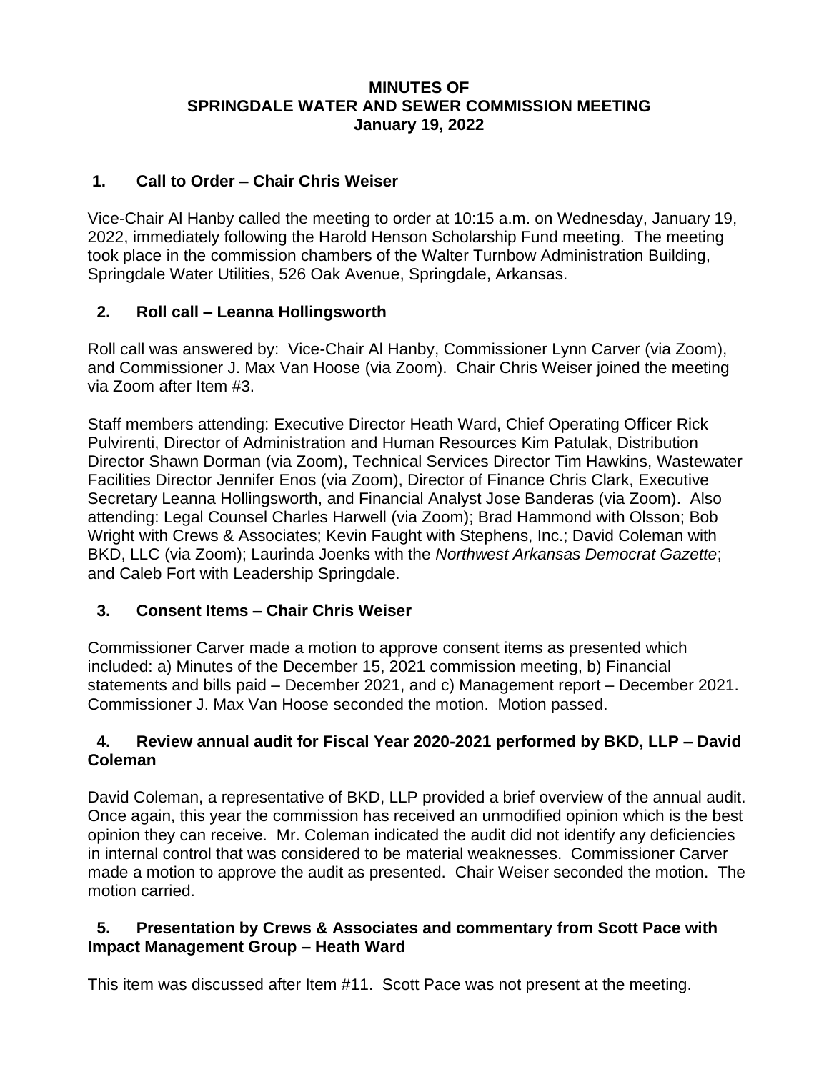# MINUTES OF
# SPRINGDALE WATER AND SEWER COMMISSION MEETING
# January 19, 2022

## 1. Call to Order – Chair Chris Weiser

Vice-Chair Al Hanby called the meeting to order at 10:15 a.m. on Wednesday, January 19, 2022, immediately following the Harold Henson Scholarship Fund meeting. The meeting took place in the commission chambers of the Walter Turnbow Administration Building, Springdale Water Utilities, 526 Oak Avenue, Springdale, Arkansas.

## 2. Roll call – Leanna Hollingsworth

Roll call was answered by: Vice-Chair Al Hanby, Commissioner Lynn Carver (via Zoom), and Commissioner J. Max Van Hoose (via Zoom). Chair Chris Weiser joined the meeting via Zoom after Item #3.

Staff members attending: Executive Director Heath Ward, Chief Operating Officer Rick Pulvirenti, Director of Administration and Human Resources Kim Patulak, Distribution Director Shawn Dorman (via Zoom), Technical Services Director Tim Hawkins, Wastewater Facilities Director Jennifer Enos (via Zoom), Director of Finance Chris Clark, Executive Secretary Leanna Hollingsworth, and Financial Analyst Jose Banderas (via Zoom). Also attending: Legal Counsel Charles Harwell (via Zoom); Brad Hammond with Olsson; Bob Wright with Crews & Associates; Kevin Faught with Stephens, Inc.; David Coleman with BKD, LLC (via Zoom); Laurinda Joenks with the *Northwest Arkansas Democrat Gazette*; and Caleb Fort with Leadership Springdale.

## 3. Consent Items – Chair Chris Weiser

Commissioner Carver made a motion to approve consent items as presented which included: a) Minutes of the December 15, 2021 commission meeting, b) Financial statements and bills paid – December 2021, and c) Management report – December 2021. Commissioner J. Max Van Hoose seconded the motion. Motion passed.

## 4. Review annual audit for Fiscal Year 2020-2021 performed by BKD, LLP – David Coleman

David Coleman, a representative of BKD, LLP provided a brief overview of the annual audit. Once again, this year the commission has received an unmodified opinion which is the best opinion they can receive. Mr. Coleman indicated the audit did not identify any deficiencies in internal control that was considered to be material weaknesses. Commissioner Carver made a motion to approve the audit as presented. Chair Weiser seconded the motion. The motion carried.

## 5. Presentation by Crews & Associates and commentary from Scott Pace with Impact Management Group – Heath Ward

This item was discussed after Item #11. Scott Pace was not present at the meeting.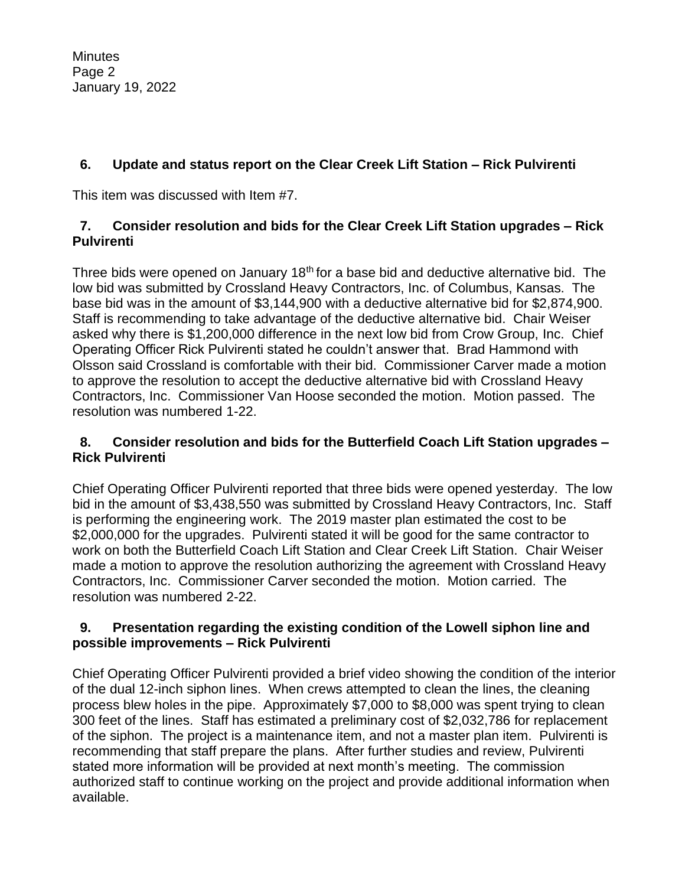### 6. Update and status report on the Clear Creek Lift Station – Rick Pulvirenti

This item was discussed with Item #7.

### 7. Consider resolution and bids for the Clear Creek Lift Station upgrades – Rick Pulvirenti

Three bids were opened on January 18th for a base bid and deductive alternative bid. The low bid was submitted by Crossland Heavy Contractors, Inc. of Columbus, Kansas. The base bid was in the amount of $3,144,900 with a deductive alternative bid for $2,874,900. Staff is recommending to take advantage of the deductive alternative bid. Chair Weiser asked why there is $1,200,000 difference in the next low bid from Crow Group, Inc. Chief Operating Officer Rick Pulvirenti stated he couldn't answer that. Brad Hammond with Olsson said Crossland is comfortable with their bid. Commissioner Carver made a motion to approve the resolution to accept the deductive alternative bid with Crossland Heavy Contractors, Inc. Commissioner Van Hoose seconded the motion. Motion passed. The resolution was numbered 1-22.

### 8. Consider resolution and bids for the Butterfield Coach Lift Station upgrades – Rick Pulvirenti

Chief Operating Officer Pulvirenti reported that three bids were opened yesterday. The low bid in the amount of $3,438,550 was submitted by Crossland Heavy Contractors, Inc. Staff is performing the engineering work. The 2019 master plan estimated the cost to be $2,000,000 for the upgrades. Pulvirenti stated it will be good for the same contractor to work on both the Butterfield Coach Lift Station and Clear Creek Lift Station. Chair Weiser made a motion to approve the resolution authorizing the agreement with Crossland Heavy Contractors, Inc. Commissioner Carver seconded the motion. Motion carried. The resolution was numbered 2-22.

### 9. Presentation regarding the existing condition of the Lowell siphon line and possible improvements – Rick Pulvirenti

Chief Operating Officer Pulvirenti provided a brief video showing the condition of the interior of the dual 12-inch siphon lines. When crews attempted to clean the lines, the cleaning process blew holes in the pipe. Approximately $7,000 to $8,000 was spent trying to clean 300 feet of the lines. Staff has estimated a preliminary cost of $2,032,786 for replacement of the siphon. The project is a maintenance item, and not a master plan item. Pulvirenti is recommending that staff prepare the plans. After further studies and review, Pulvirenti stated more information will be provided at next month's meeting. The commission authorized staff to continue working on the project and provide additional information when available.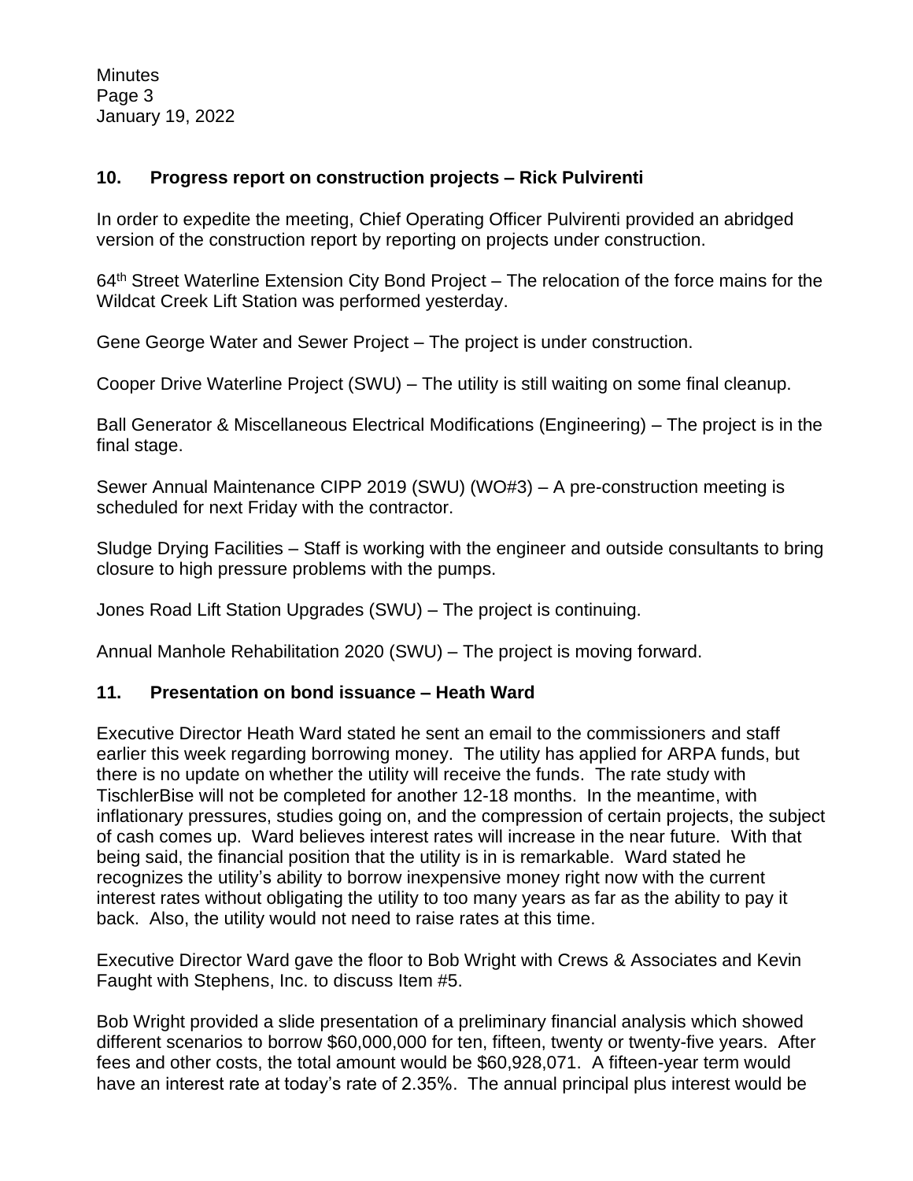## 10. Progress report on construction projects – Rick Pulvirenti

In order to expedite the meeting, Chief Operating Officer Pulvirenti provided an abridged version of the construction report by reporting on projects under construction.

64th Street Waterline Extension City Bond Project – The relocation of the force mains for the Wildcat Creek Lift Station was performed yesterday.

Gene George Water and Sewer Project – The project is under construction.

Cooper Drive Waterline Project (SWU) – The utility is still waiting on some final cleanup.

Ball Generator & Miscellaneous Electrical Modifications (Engineering) – The project is in the final stage.

Sewer Annual Maintenance CIPP 2019 (SWU) (WO#3) – A pre-construction meeting is scheduled for next Friday with the contractor.

Sludge Drying Facilities – Staff is working with the engineer and outside consultants to bring closure to high pressure problems with the pumps.

Jones Road Lift Station Upgrades (SWU) – The project is continuing.

Annual Manhole Rehabilitation 2020 (SWU) – The project is moving forward.

## 11. Presentation on bond issuance – Heath Ward

Executive Director Heath Ward stated he sent an email to the commissioners and staff earlier this week regarding borrowing money. The utility has applied for ARPA funds, but there is no update on whether the utility will receive the funds. The rate study with TischlerBise will not be completed for another 12-18 months. In the meantime, with inflationary pressures, studies going on, and the compression of certain projects, the subject of cash comes up. Ward believes interest rates will increase in the near future. With that being said, the financial position that the utility is in is remarkable. Ward stated he recognizes the utility's ability to borrow inexpensive money right now with the current interest rates without obligating the utility to too many years as far as the ability to pay it back. Also, the utility would not need to raise rates at this time.

Executive Director Ward gave the floor to Bob Wright with Crews & Associates and Kevin Faught with Stephens, Inc. to discuss Item #5.

Bob Wright provided a slide presentation of a preliminary financial analysis which showed different scenarios to borrow $60,000,000 for ten, fifteen, twenty or twenty-five years. After fees and other costs, the total amount would be $60,928,071. A fifteen-year term would have an interest rate at today's rate of 2.35%. The annual principal plus interest would be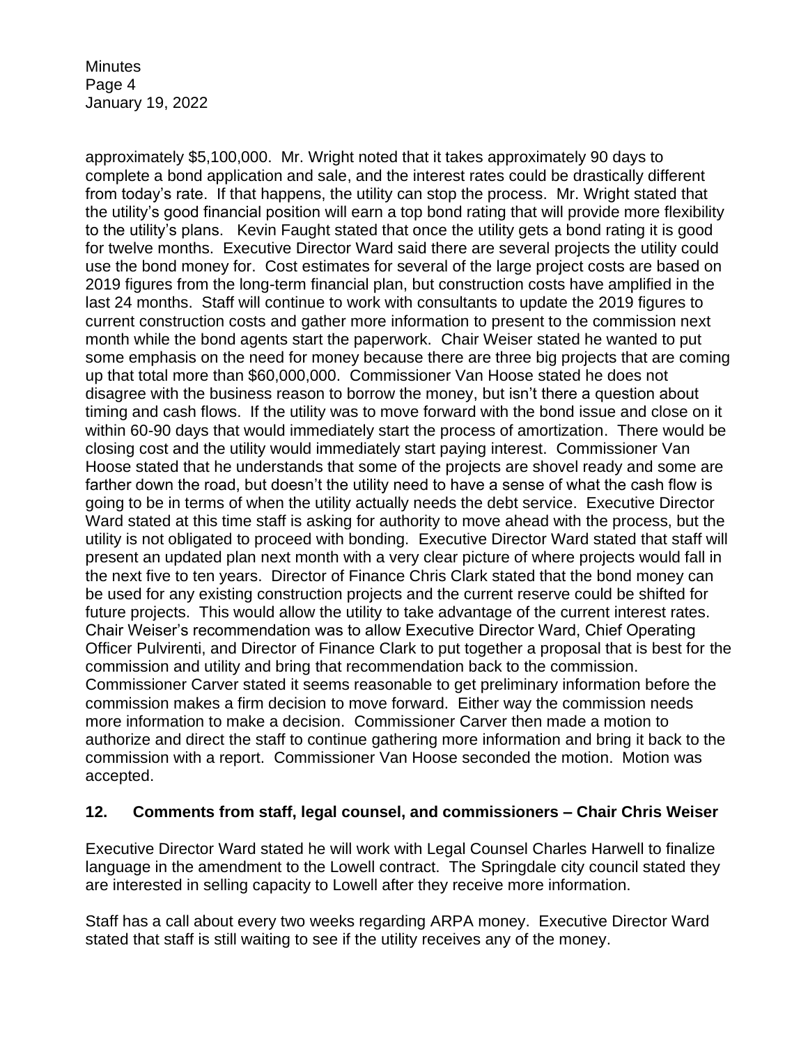approximately $5,100,000. Mr. Wright noted that it takes approximately 90 days to complete a bond application and sale, and the interest rates could be drastically different from today's rate. If that happens, the utility can stop the process. Mr. Wright stated that the utility's good financial position will earn a top bond rating that will provide more flexibility to the utility's plans. Kevin Faught stated that once the utility gets a bond rating it is good for twelve months. Executive Director Ward said there are several projects the utility could use the bond money for. Cost estimates for several of the large project costs are based on 2019 figures from the long-term financial plan, but construction costs have amplified in the last 24 months. Staff will continue to work with consultants to update the 2019 figures to current construction costs and gather more information to present to the commission next month while the bond agents start the paperwork. Chair Weiser stated he wanted to put some emphasis on the need for money because there are three big projects that are coming up that total more than $60,000,000. Commissioner Van Hoose stated he does not disagree with the business reason to borrow the money, but isn't there a question about timing and cash flows. If the utility was to move forward with the bond issue and close on it within 60-90 days that would immediately start the process of amortization. There would be closing cost and the utility would immediately start paying interest. Commissioner Van Hoose stated that he understands that some of the projects are shovel ready and some are farther down the road, but doesn't the utility need to have a sense of what the cash flow is going to be in terms of when the utility actually needs the debt service. Executive Director Ward stated at this time staff is asking for authority to move ahead with the process, but the utility is not obligated to proceed with bonding. Executive Director Ward stated that staff will present an updated plan next month with a very clear picture of where projects would fall in the next five to ten years. Director of Finance Chris Clark stated that the bond money can be used for any existing construction projects and the current reserve could be shifted for future projects. This would allow the utility to take advantage of the current interest rates. Chair Weiser's recommendation was to allow Executive Director Ward, Chief Operating Officer Pulvirenti, and Director of Finance Clark to put together a proposal that is best for the commission and utility and bring that recommendation back to the commission. Commissioner Carver stated it seems reasonable to get preliminary information before the commission makes a firm decision to move forward. Either way the commission needs more information to make a decision. Commissioner Carver then made a motion to authorize and direct the staff to continue gathering more information and bring it back to the commission with a report. Commissioner Van Hoose seconded the motion. Motion was accepted.

## 12. Comments from staff, legal counsel, and commissioners – Chair Chris Weiser

Executive Director Ward stated he will work with Legal Counsel Charles Harwell to finalize language in the amendment to the Lowell contract. The Springdale city council stated they are interested in selling capacity to Lowell after they receive more information.

Staff has a call about every two weeks regarding ARPA money. Executive Director Ward stated that staff is still waiting to see if the utility receives any of the money.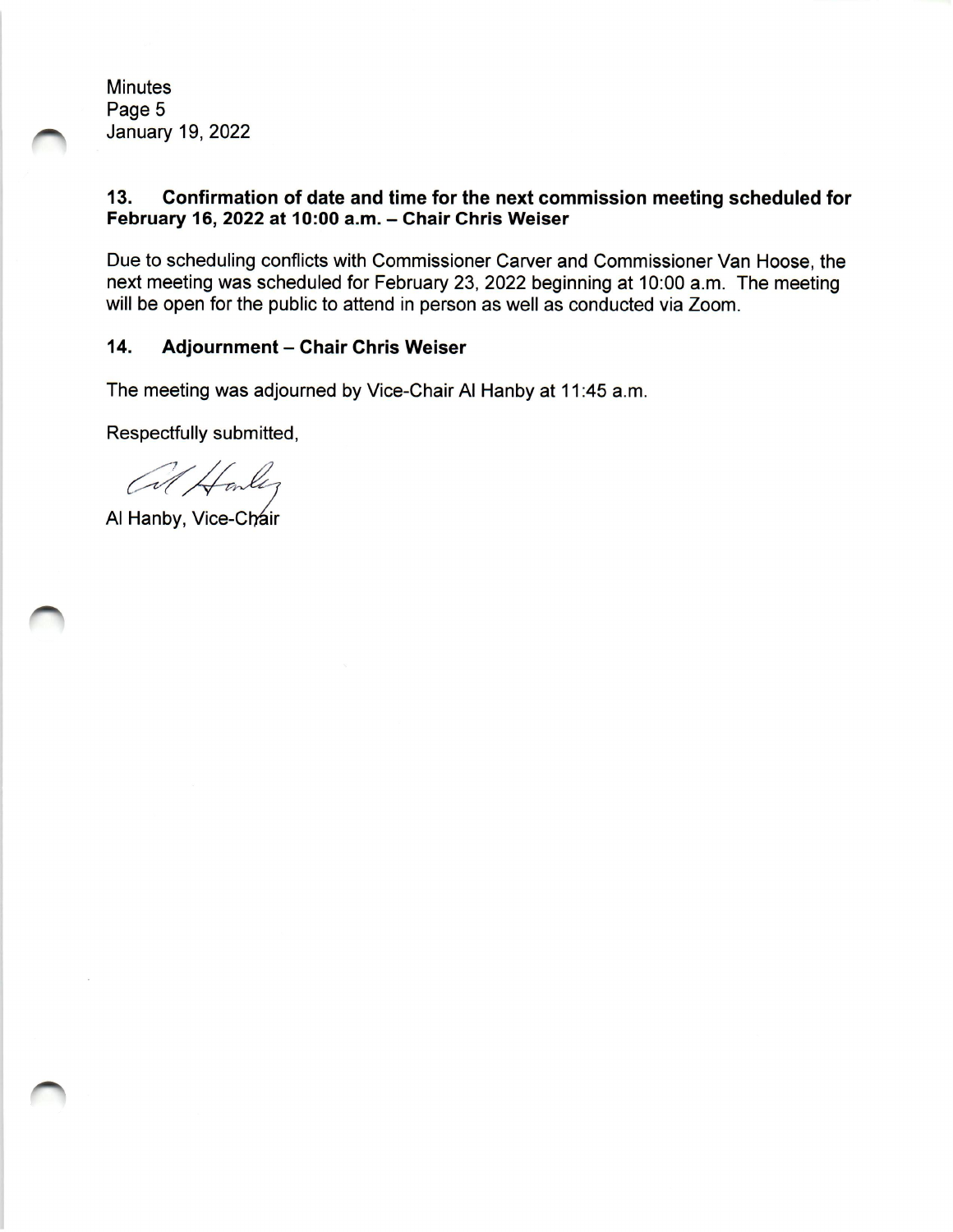### 13. Confirmation of date and time for the next commission meeting scheduled for February 16, 2022 at 10:00 a.m. – Chair Chris Weiser

Due to scheduling conflicts with Commissioner Carver and Commissioner Van Hoose, the next meeting was scheduled for February 23, 2022 beginning at 10:00 a.m. The meeting will be open for the public to attend in person as well as conducted via Zoom.

### 14. Adjournment – Chair Chris Weiser

The meeting was adjourned by Vice-Chair Al Hanby at 11:45 a.m.

Respectfully submitted,

Al Hanby, Vice-Chair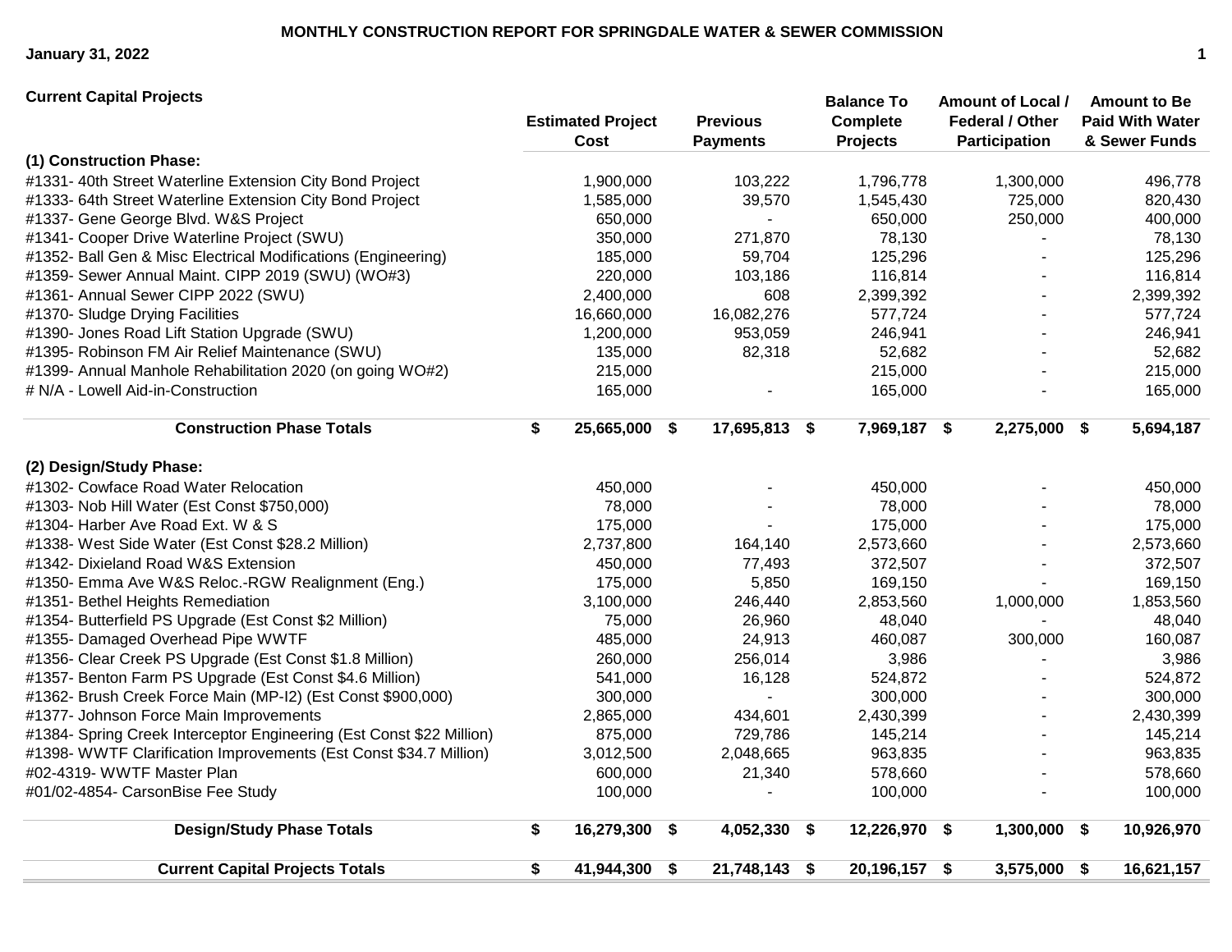**MONTHLY CONSTRUCTION REPORT FOR SPRINGDALE WATER & SEWER COMMISSION**

**January 31, 2022**

| Current Capital Projects | Estimated Project Cost | Previous Payments | Balance To Complete Projects | Amount of Local / Federal / Other Participation | Amount to Be Paid With Water & Sewer Funds |
|---|---|---|---|---|---|
| **(1) Construction Phase:** | | | | | |
| #1331- 40th Street Waterline Extension City Bond Project | 1,900,000 | 103,222 | 1,796,778 | 1,300,000 | 496,778 |
| #1333- 64th Street Waterline Extension City Bond Project | 1,585,000 | 39,570 | 1,545,430 | 725,000 | 820,430 |
| #1337- Gene George Blvd. W&S Project | 650,000 | - | 650,000 | 250,000 | 400,000 |
| #1341- Cooper Drive Waterline Project (SWU) | 350,000 | 271,870 | 78,130 | - | 78,130 |
| #1352- Ball Gen & Misc Electrical Modifications (Engineering) | 185,000 | 59,704 | 125,296 | - | 125,296 |
| #1359- Sewer Annual Maint. CIPP 2019 (SWU) (WO#3) | 220,000 | 103,186 | 116,814 | - | 116,814 |
| #1361- Annual Sewer CIPP 2022 (SWU) | 2,400,000 | 608 | 2,399,392 | - | 2,399,392 |
| #1370- Sludge Drying Facilities | 16,660,000 | 16,082,276 | 577,724 | - | 577,724 |
| #1390- Jones Road Lift Station Upgrade (SWU) | 1,200,000 | 953,059 | 246,941 | - | 246,941 |
| #1395- Robinson FM Air Relief Maintenance (SWU) | 135,000 | 82,318 | 52,682 | - | 52,682 |
| #1399- Annual Manhole Rehabilitation 2020 (on going WO#2) | 215,000 | | 215,000 | - | 215,000 |
| # N/A - Lowell Aid-in-Construction | 165,000 | - | 165,000 | - | 165,000 |
| **Construction Phase Totals** | **$ 25,665,000** | **$ 17,695,813** | **$ 7,969,187** | **$ 2,275,000** | **$ 5,694,187** |
| **(2) Design/Study Phase:** | | | | | |
| #1302- Cowface Road Water Relocation | 450,000 | - | 450,000 | - | 450,000 |
| #1303- Nob Hill Water (Est Const $750,000) | 78,000 | - | 78,000 | - | 78,000 |
| #1304- Harber Ave Road Ext. W & S | 175,000 | - | 175,000 | - | 175,000 |
| #1338- West Side Water (Est Const $28.2 Million) | 2,737,800 | 164,140 | 2,573,660 | - | 2,573,660 |
| #1342- Dixieland Road W&S Extension | 450,000 | 77,493 | 372,507 | - | 372,507 |
| #1350- Emma Ave W&S Reloc.-RGW Realignment (Eng.) | 175,000 | 5,850 | 169,150 | - | 169,150 |
| #1351- Bethel Heights Remediation | 3,100,000 | 246,440 | 2,853,560 | 1,000,000 | 1,853,560 |
| #1354- Butterfield PS Upgrade (Est Const $2 Million) | 75,000 | 26,960 | 48,040 | - | 48,040 |
| #1355- Damaged Overhead Pipe WWTF | 485,000 | 24,913 | 460,087 | 300,000 | 160,087 |
| #1356- Clear Creek PS Upgrade (Est Const $1.8 Million) | 260,000 | 256,014 | 3,986 | - | 3,986 |
| #1357- Benton Farm PS Upgrade (Est Const $4.6 Million) | 541,000 | 16,128 | 524,872 | - | 524,872 |
| #1362- Brush Creek Force Main (MP-I2) (Est Const $900,000) | 300,000 | - | 300,000 | - | 300,000 |
| #1377- Johnson Force Main Improvements | 2,865,000 | 434,601 | 2,430,399 | - | 2,430,399 |
| #1384- Spring Creek Interceptor Engineering (Est Const $22 Million) | 875,000 | 729,786 | 145,214 | - | 145,214 |
| #1398- WWTF Clarification Improvements (Est Const $34.7 Million) | 3,012,500 | 2,048,665 | 963,835 | - | 963,835 |
| #02-4319- WWTF Master Plan | 600,000 | 21,340 | 578,660 | - | 578,660 |
| #01/02-4854- CarsonBise Fee Study | 100,000 | - | 100,000 | - | 100,000 |
| **Design/Study Phase Totals** | **$ 16,279,300** | **$ 4,052,330** | **$ 12,226,970** | **$ 1,300,000** | **$ 10,926,970** |
| **Current Capital Projects Totals** | **$ 41,944,300** | **$ 21,748,143** | **$ 20,196,157** | **$ 3,575,000** | **$ 16,621,157** |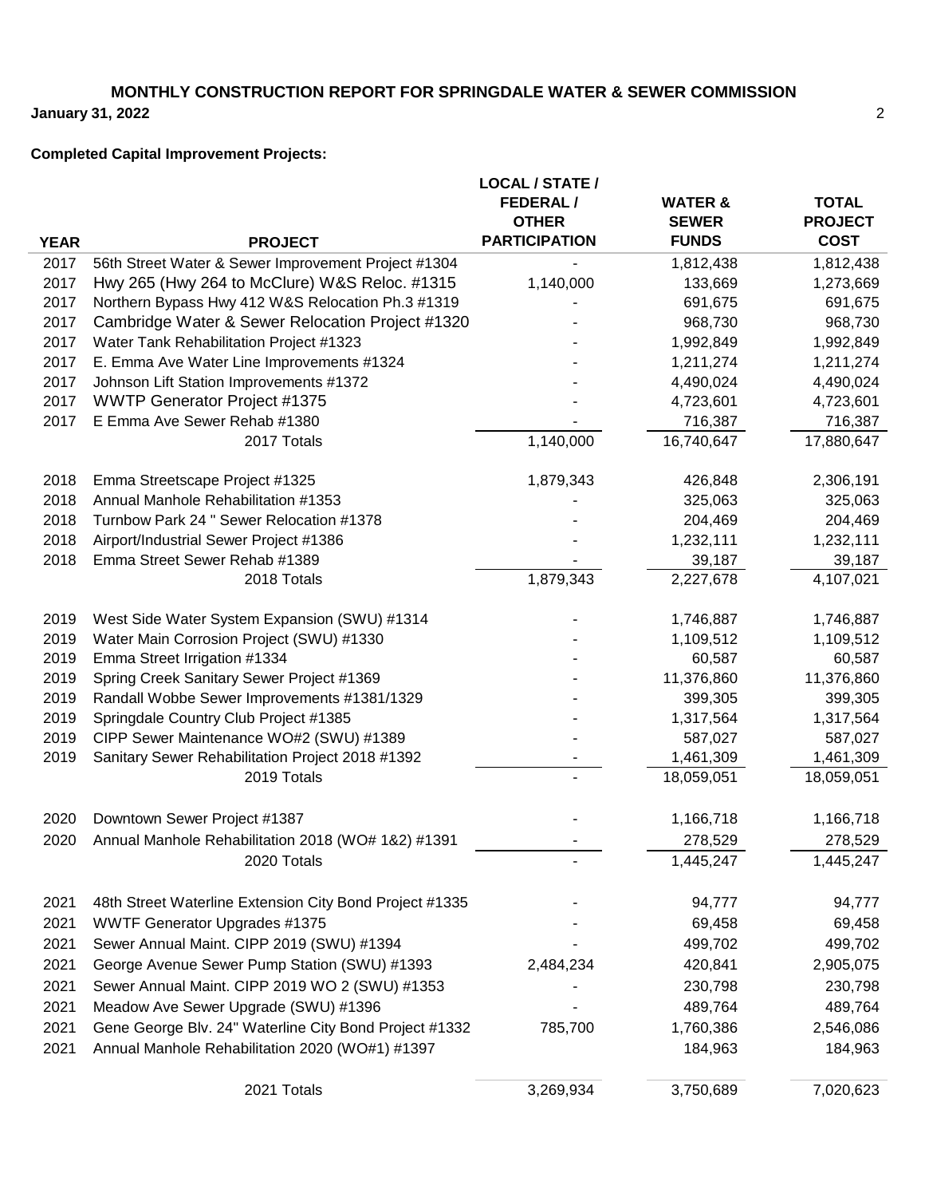## MONTHLY CONSTRUCTION REPORT FOR SPRINGDALE WATER & SEWER COMMISSION

**January 31, 2022**

**Completed Capital Improvement Projects:**

| YEAR | PROJECT | LOCAL / STATE / FEDERAL / OTHER PARTICIPATION | WATER & SEWER FUNDS | TOTAL PROJECT COST |
|---|---|---|---|---|
| 2017 | 56th Street Water & Sewer Improvement Project #1304 | - | 1,812,438 | 1,812,438 |
| 2017 | Hwy 265 (Hwy 264 to McClure) W&S Reloc. #1315 | 1,140,000 | 133,669 | 1,273,669 |
| 2017 | Northern Bypass Hwy 412 W&S Relocation Ph.3 #1319 | - | 691,675 | 691,675 |
| 2017 | Cambridge Water & Sewer Relocation Project #1320 | - | 968,730 | 968,730 |
| 2017 | Water Tank Rehabilitation Project #1323 | - | 1,992,849 | 1,992,849 |
| 2017 | E. Emma Ave Water Line Improvements #1324 | - | 1,211,274 | 1,211,274 |
| 2017 | Johnson Lift Station Improvements #1372 | - | 4,490,024 | 4,490,024 |
| 2017 | WWTP Generator Project #1375 | - | 4,723,601 | 4,723,601 |
| 2017 | E Emma Ave Sewer Rehab #1380 | - | 716,387 | 716,387 |
| | 2017 Totals | 1,140,000 | 16,740,647 | 17,880,647 |
| 2018 | Emma Streetscape Project #1325 | 1,879,343 | 426,848 | 2,306,191 |
| 2018 | Annual Manhole Rehabilitation #1353 | - | 325,063 | 325,063 |
| 2018 | Turnbow Park 24 " Sewer Relocation #1378 | - | 204,469 | 204,469 |
| 2018 | Airport/Industrial Sewer Project #1386 | - | 1,232,111 | 1,232,111 |
| 2018 | Emma Street Sewer Rehab #1389 | - | 39,187 | 39,187 |
| | 2018 Totals | 1,879,343 | 2,227,678 | 4,107,021 |
| 2019 | West Side Water System Expansion (SWU) #1314 | - | 1,746,887 | 1,746,887 |
| 2019 | Water Main Corrosion Project (SWU) #1330 | - | 1,109,512 | 1,109,512 |
| 2019 | Emma Street Irrigation #1334 | - | 60,587 | 60,587 |
| 2019 | Spring Creek Sanitary Sewer Project #1369 | - | 11,376,860 | 11,376,860 |
| 2019 | Randall Wobbe Sewer Improvements #1381/1329 | - | 399,305 | 399,305 |
| 2019 | Springdale Country Club Project #1385 | - | 1,317,564 | 1,317,564 |
| 2019 | CIPP Sewer Maintenance WO#2 (SWU) #1389 | - | 587,027 | 587,027 |
| 2019 | Sanitary Sewer Rehabilitation Project 2018 #1392 | - | 1,461,309 | 1,461,309 |
| | 2019 Totals | - | 18,059,051 | 18,059,051 |
| 2020 | Downtown Sewer Project #1387 | - | 1,166,718 | 1,166,718 |
| 2020 | Annual Manhole Rehabilitation 2018 (WO# 1&2) #1391 | - | 278,529 | 278,529 |
| | 2020 Totals | - | 1,445,247 | 1,445,247 |
| 2021 | 48th Street Waterline Extension City Bond Project #1335 | - | 94,777 | 94,777 |
| 2021 | WWTF Generator Upgrades #1375 | - | 69,458 | 69,458 |
| 2021 | Sewer Annual Maint. CIPP 2019 (SWU) #1394 | - | 499,702 | 499,702 |
| 2021 | George Avenue Sewer Pump Station (SWU) #1393 | 2,484,234 | 420,841 | 2,905,075 |
| 2021 | Sewer Annual Maint. CIPP 2019 WO 2 (SWU) #1353 | - | 230,798 | 230,798 |
| 2021 | Meadow Ave Sewer Upgrade (SWU) #1396 | - | 489,764 | 489,764 |
| 2021 | Gene George Blv. 24" Waterline City Bond Project #1332 | 785,700 | 1,760,386 | 2,546,086 |
| 2021 | Annual Manhole Rehabilitation 2020 (WO#1) #1397 | | 184,963 | 184,963 |
| | 2021 Totals | 3,269,934 | 3,750,689 | 7,020,623 |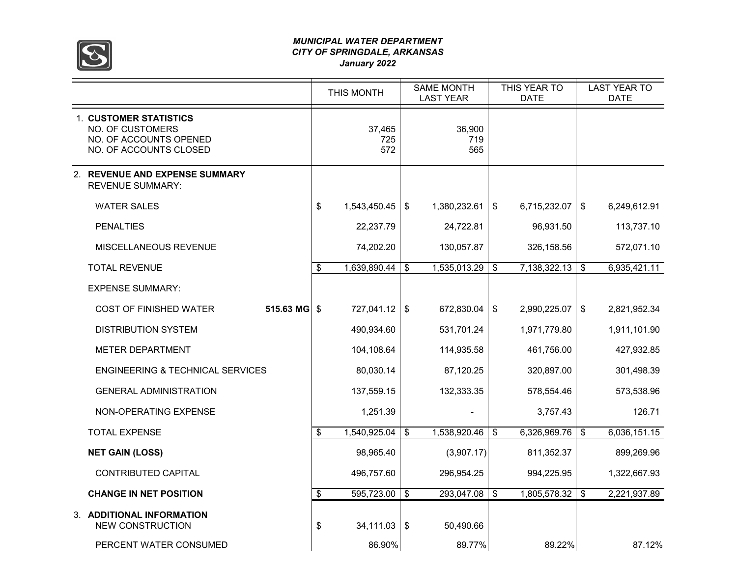*MUNICIPAL WATER DEPARTMENT*
*CITY OF SPRINGDALE, ARKANSAS*
*January 2022*

| | | THIS MONTH | SAME MONTH LAST YEAR | THIS YEAR TO DATE | LAST YEAR TO DATE |
|---|---|---|---|---|---|
| 1. **CUSTOMER STATISTICS** | | | | | |
| NO. OF CUSTOMERS | | 37,465 | 36,900 | | |
| NO. OF ACCOUNTS OPENED | | 725 | 719 | | |
| NO. OF ACCOUNTS CLOSED | | 572 | 565 | | |
| 2. **REVENUE AND EXPENSE SUMMARY** | | | | | |
| REVENUE SUMMARY: | | | | | |
| WATER SALES | | $ 1,543,450.45 | $ 1,380,232.61 | $ 6,715,232.07 | $ 6,249,612.91 |
| PENALTIES | | 22,237.79 | 24,722.81 | 96,931.50 | 113,737.10 |
| MISCELLANEOUS REVENUE | | 74,202.20 | 130,057.87 | 326,158.56 | 572,071.10 |
| TOTAL REVENUE | | $ 1,639,890.44 | $ 1,535,013.29 | $ 7,138,322.13 | $ 6,935,421.11 |
| EXPENSE SUMMARY: | | | | | |
| COST OF FINISHED WATER | **515.63 MG** | $ 727,041.12 | $ 672,830.04 | $ 2,990,225.07 | $ 2,821,952.34 |
| DISTRIBUTION SYSTEM | | 490,934.60 | 531,701.24 | 1,971,779.80 | 1,911,101.90 |
| METER DEPARTMENT | | 104,108.64 | 114,935.58 | 461,756.00 | 427,932.85 |
| ENGINEERING & TECHNICAL SERVICES | | 80,030.14 | 87,120.25 | 320,897.00 | 301,498.39 |
| GENERAL ADMINISTRATION | | 137,559.15 | 132,333.35 | 578,554.46 | 573,538.96 |
| NON-OPERATING EXPENSE | | 1,251.39 | - | 3,757.43 | 126.71 |
| TOTAL EXPENSE | | $ 1,540,925.04 | $ 1,538,920.46 | $ 6,326,969.76 | $ 6,036,151.15 |
| **NET GAIN (LOSS)** | | 98,965.40 | (3,907.17) | 811,352.37 | 899,269.96 |
| CONTRIBUTED CAPITAL | | 496,757.60 | 296,954.25 | 994,225.95 | 1,322,667.93 |
| **CHANGE IN NET POSITION** | | $ 595,723.00 | $ 293,047.08 | $ 1,805,578.32 | $ 2,221,937.89 |
| 3. **ADDITIONAL INFORMATION** | | | | | |
| NEW CONSTRUCTION | | $ 34,111.03 | $ 50,490.66 | | |
| PERCENT WATER CONSUMED | | 86.90% | 89.77% | 89.22% | 87.12% |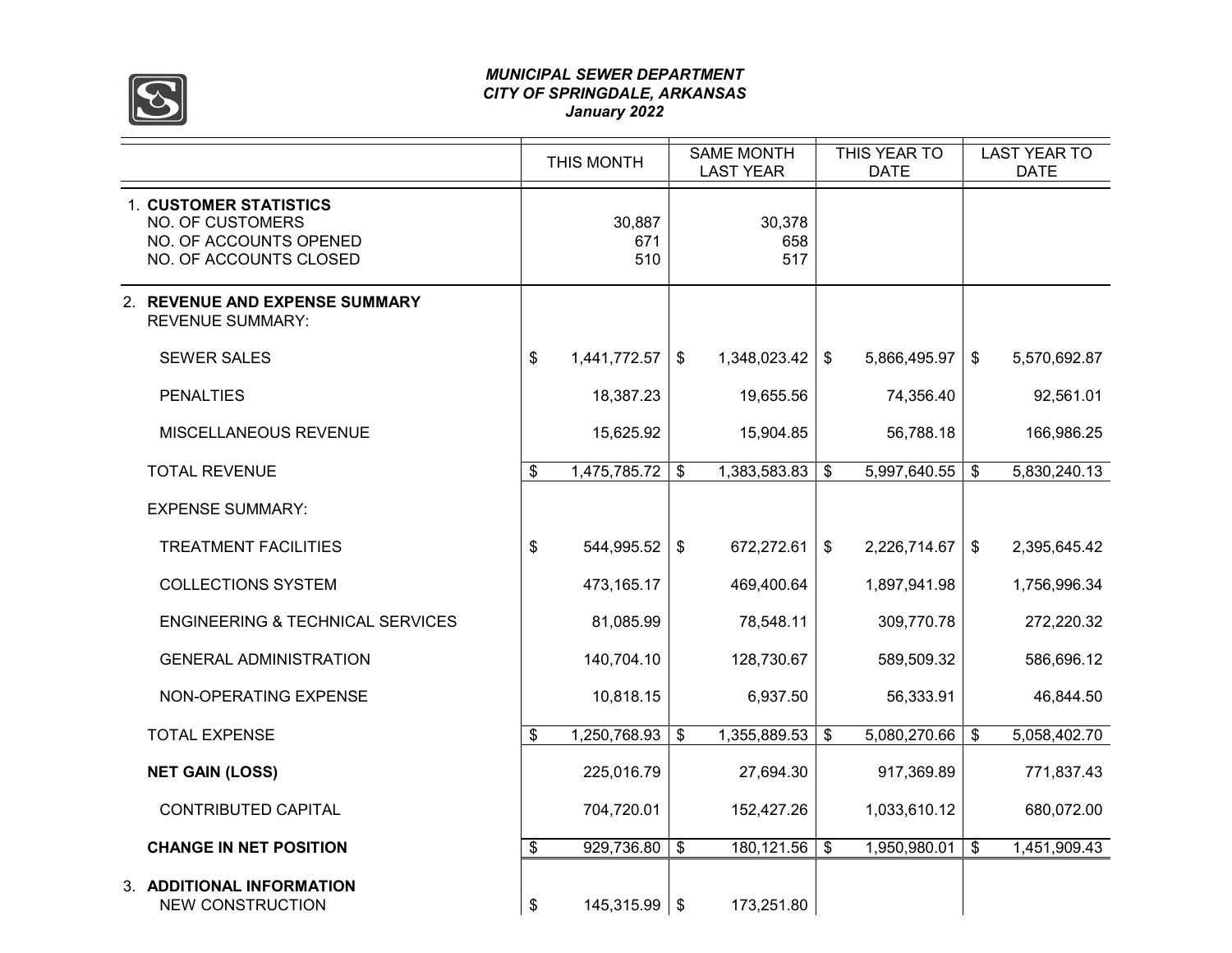# *MUNICIPAL SEWER DEPARTMENT*
## *CITY OF SPRINGDALE, ARKANSAS*
### *January 2022*

| | THIS MONTH | SAME MONTH LAST YEAR | THIS YEAR TO DATE | LAST YEAR TO DATE |
|---|---|---|---|---|
| 1. **CUSTOMER STATISTICS** | | | | |
| NO. OF CUSTOMERS | 30,887 | 30,378 | | |
| NO. OF ACCOUNTS OPENED | 671 | 658 | | |
| NO. OF ACCOUNTS CLOSED | 510 | 517 | | |
| 2. **REVENUE AND EXPENSE SUMMARY** | | | | |
| REVENUE SUMMARY: | | | | |
| SEWER SALES | $ 1,441,772.57 | $ 1,348,023.42 | $ 5,866,495.97 | $ 5,570,692.87 |
| PENALTIES | 18,387.23 | 19,655.56 | 74,356.40 | 92,561.01 |
| MISCELLANEOUS REVENUE | 15,625.92 | 15,904.85 | 56,788.18 | 166,986.25 |
| TOTAL REVENUE | $ 1,475,785.72 | $ 1,383,583.83 | $ 5,997,640.55 | $ 5,830,240.13 |
| EXPENSE SUMMARY: | | | | |
| TREATMENT FACILITIES | $ 544,995.52 | $ 672,272.61 | $ 2,226,714.67 | $ 2,395,645.42 |
| COLLECTIONS SYSTEM | 473,165.17 | 469,400.64 | 1,897,941.98 | 1,756,996.34 |
| ENGINEERING & TECHNICAL SERVICES | 81,085.99 | 78,548.11 | 309,770.78 | 272,220.32 |
| GENERAL ADMINISTRATION | 140,704.10 | 128,730.67 | 589,509.32 | 586,696.12 |
| NON-OPERATING EXPENSE | 10,818.15 | 6,937.50 | 56,333.91 | 46,844.50 |
| TOTAL EXPENSE | $ 1,250,768.93 | $ 1,355,889.53 | $ 5,080,270.66 | $ 5,058,402.70 |
| **NET GAIN (LOSS)** | 225,016.79 | 27,694.30 | 917,369.89 | 771,837.43 |
| CONTRIBUTED CAPITAL | 704,720.01 | 152,427.26 | 1,033,610.12 | 680,072.00 |
| **CHANGE IN NET POSITION** | $ 929,736.80 | $ 180,121.56 | $ 1,950,980.01 | $ 1,451,909.43 |
| 3. **ADDITIONAL INFORMATION** | | | | |
| NEW CONSTRUCTION | $ 145,315.99 | $ 173,251.80 | | |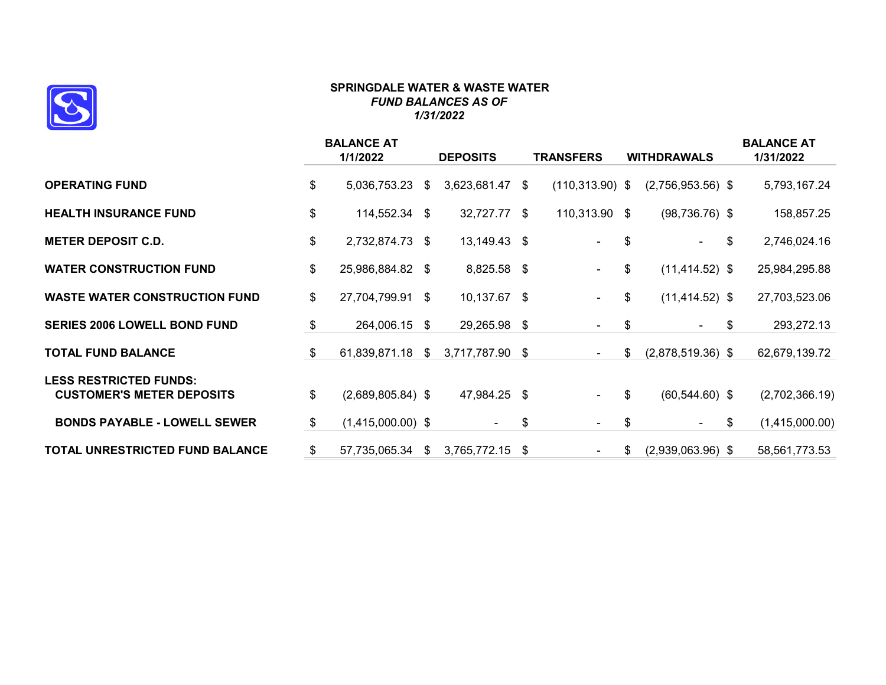**SPRINGDALE WATER & WASTE WATER**
***FUND BALANCES AS OF***
***1/31/2022***

| | BALANCE AT 1/1/2022 | DEPOSITS | TRANSFERS | WITHDRAWALS | BALANCE AT 1/31/2022 |
|---|---|---|---|---|---|
| **OPERATING FUND** | $ 5,036,753.23 | $ 3,623,681.47 | $ (110,313.90) | $ (2,756,953.56) | $ 5,793,167.24 |
| **HEALTH INSURANCE FUND** | $ 114,552.34 | $ 32,727.77 | $ 110,313.90 | $ (98,736.76) | $ 158,857.25 |
| **METER DEPOSIT C.D.** | $ 2,732,874.73 | $ 13,149.43 | $ - | $ - | $ 2,746,024.16 |
| **WATER CONSTRUCTION FUND** | $ 25,986,884.82 | $ 8,825.58 | $ - | $ (11,414.52) | $ 25,984,295.88 |
| **WASTE WATER CONSTRUCTION FUND** | $ 27,704,799.91 | $ 10,137.67 | $ - | $ (11,414.52) | $ 27,703,523.06 |
| **SERIES 2006 LOWELL BOND FUND** | $ 264,006.15 | $ 29,265.98 | $ - | $ - | $ 293,272.13 |
| **TOTAL FUND BALANCE** | $ 61,839,871.18 | $ 3,717,787.90 | $ - | $ (2,878,519.36) | $ 62,679,139.72 |
| **LESS RESTRICTED FUNDS:** | | | | | |
| **CUSTOMER'S METER DEPOSITS** | $ (2,689,805.84) | $ 47,984.25 | $ - | $ (60,544.60) | $ (2,702,366.19) |
| **BONDS PAYABLE - LOWELL SEWER** | $ (1,415,000.00) | $ - | $ - | $ - | $ (1,415,000.00) |
| **TOTAL UNRESTRICTED FUND BALANCE** | $ 57,735,065.34 | $ 3,765,772.15 | $ - | $ (2,939,063.96) | $ 58,561,773.53 |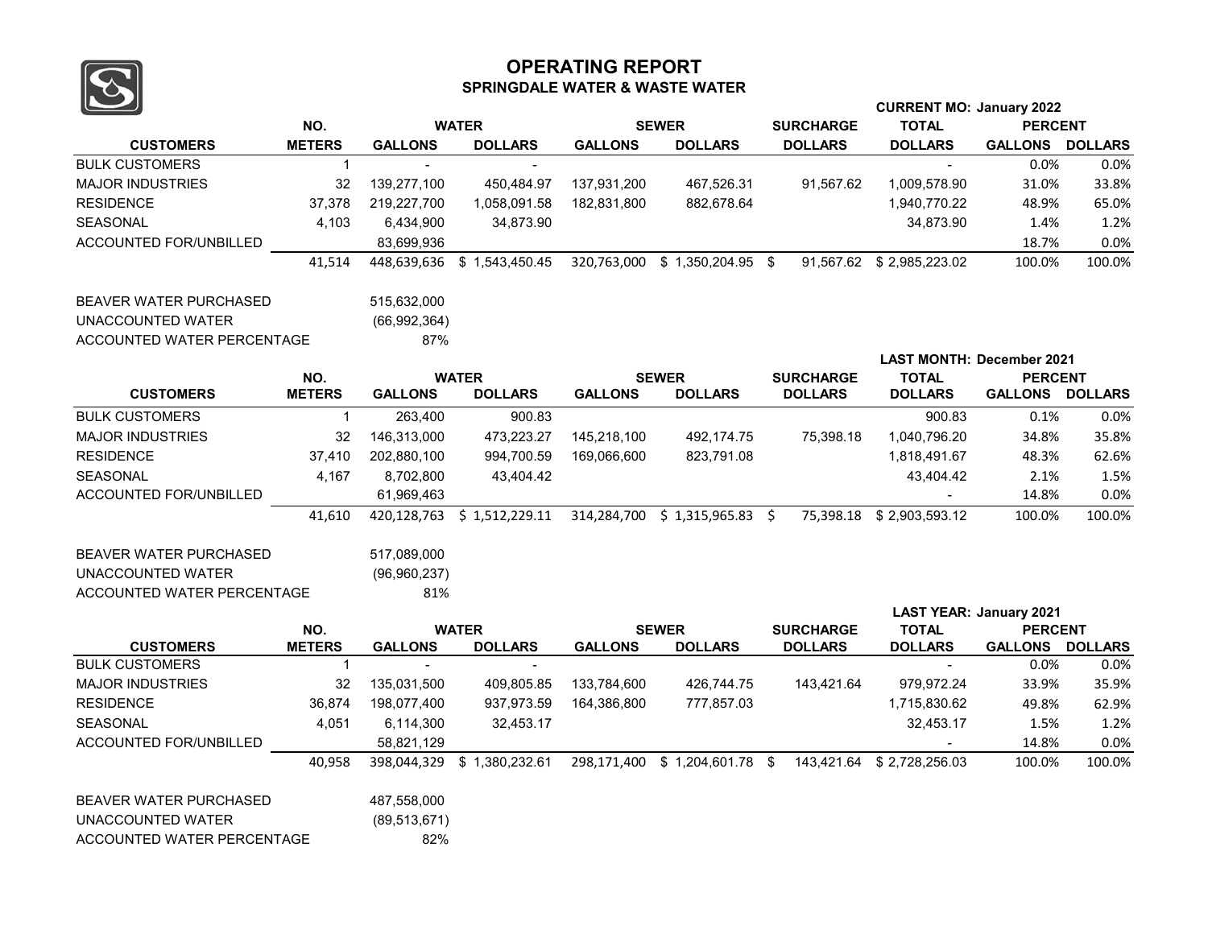# OPERATING REPORT

## SPRINGDALE WATER & WASTE WATER

**CURRENT MO: January 2022**

| CUSTOMERS | NO. METERS | WATER GALLONS | WATER DOLLARS | SEWER GALLONS | SEWER DOLLARS | SURCHARGE DOLLARS | TOTAL DOLLARS | PERCENT GALLONS | PERCENT DOLLARS |
|---|---|---|---|---|---|---|---|---|---|
| BULK CUSTOMERS | 1 | - | - | | | | - | 0.0% | 0.0% |
| MAJOR INDUSTRIES | 32 | 139,277,100 | 450,484.97 | 137,931,200 | 467,526.31 | 91,567.62 | 1,009,578.90 | 31.0% | 33.8% |
| RESIDENCE | 37,378 | 219,227,700 | 1,058,091.58 | 182,831,800 | 882,678.64 | | 1,940,770.22 | 48.9% | 65.0% |
| SEASONAL | 4,103 | 6,434,900 | 34,873.90 | | | | 34,873.90 | 1.4% | 1.2% |
| ACCOUNTED FOR/UNBILLED | | 83,699,936 | | | | | | 18.7% | 0.0% |
| | 41,514 | 448,639,636 | $ 1,543,450.45 | 320,763,000 | $ 1,350,204.95 | $ 91,567.62 | $ 2,985,223.02 | 100.0% | 100.0% |

| | |
|---|---|
| BEAVER WATER PURCHASED | 515,632,000 |
| UNACCOUNTED WATER | (66,992,364) |
| ACCOUNTED WATER PERCENTAGE | 87% |

**LAST MONTH: December 2021**

| CUSTOMERS | NO. METERS | WATER GALLONS | WATER DOLLARS | SEWER GALLONS | SEWER DOLLARS | SURCHARGE DOLLARS | TOTAL DOLLARS | PERCENT GALLONS | PERCENT DOLLARS |
|---|---|---|---|---|---|---|---|---|---|
| BULK CUSTOMERS | 1 | 263,400 | 900.83 | | | | 900.83 | 0.1% | 0.0% |
| MAJOR INDUSTRIES | 32 | 146,313,000 | 473,223.27 | 145,218,100 | 492,174.75 | 75,398.18 | 1,040,796.20 | 34.8% | 35.8% |
| RESIDENCE | 37,410 | 202,880,100 | 994,700.59 | 169,066,600 | 823,791.08 | | 1,818,491.67 | 48.3% | 62.6% |
| SEASONAL | 4,167 | 8,702,800 | 43,404.42 | | | | 43,404.42 | 2.1% | 1.5% |
| ACCOUNTED FOR/UNBILLED | | 61,969,463 | | | | | - | 14.8% | 0.0% |
| | 41,610 | 420,128,763 | $ 1,512,229.11 | 314,284,700 | $ 1,315,965.83 | $ 75,398.18 | $ 2,903,593.12 | 100.0% | 100.0% |

| | |
|---|---|
| BEAVER WATER PURCHASED | 517,089,000 |
| UNACCOUNTED WATER | (96,960,237) |
| ACCOUNTED WATER PERCENTAGE | 81% |

**LAST YEAR: January 2021**

| CUSTOMERS | NO. METERS | WATER GALLONS | WATER DOLLARS | SEWER GALLONS | SEWER DOLLARS | SURCHARGE DOLLARS | TOTAL DOLLARS | PERCENT GALLONS | PERCENT DOLLARS |
|---|---|---|---|---|---|---|---|---|---|
| BULK CUSTOMERS | 1 | - | - | | | | - | 0.0% | 0.0% |
| MAJOR INDUSTRIES | 32 | 135,031,500 | 409,805.85 | 133,784,600 | 426,744.75 | 143,421.64 | 979,972.24 | 33.9% | 35.9% |
| RESIDENCE | 36,874 | 198,077,400 | 937,973.59 | 164,386,800 | 777,857.03 | | 1,715,830.62 | 49.8% | 62.9% |
| SEASONAL | 4,051 | 6,114,300 | 32,453.17 | | | | 32,453.17 | 1.5% | 1.2% |
| ACCOUNTED FOR/UNBILLED | | 58,821,129 | | | | | - | 14.8% | 0.0% |
| | 40,958 | 398,044,329 | $ 1,380,232.61 | 298,171,400 | $ 1,204,601.78 | $ 143,421.64 | $ 2,728,256.03 | 100.0% | 100.0% |

| | |
|---|---|
| BEAVER WATER PURCHASED | 487,558,000 |
| UNACCOUNTED WATER | (89,513,671) |
| ACCOUNTED WATER PERCENTAGE | 82% |